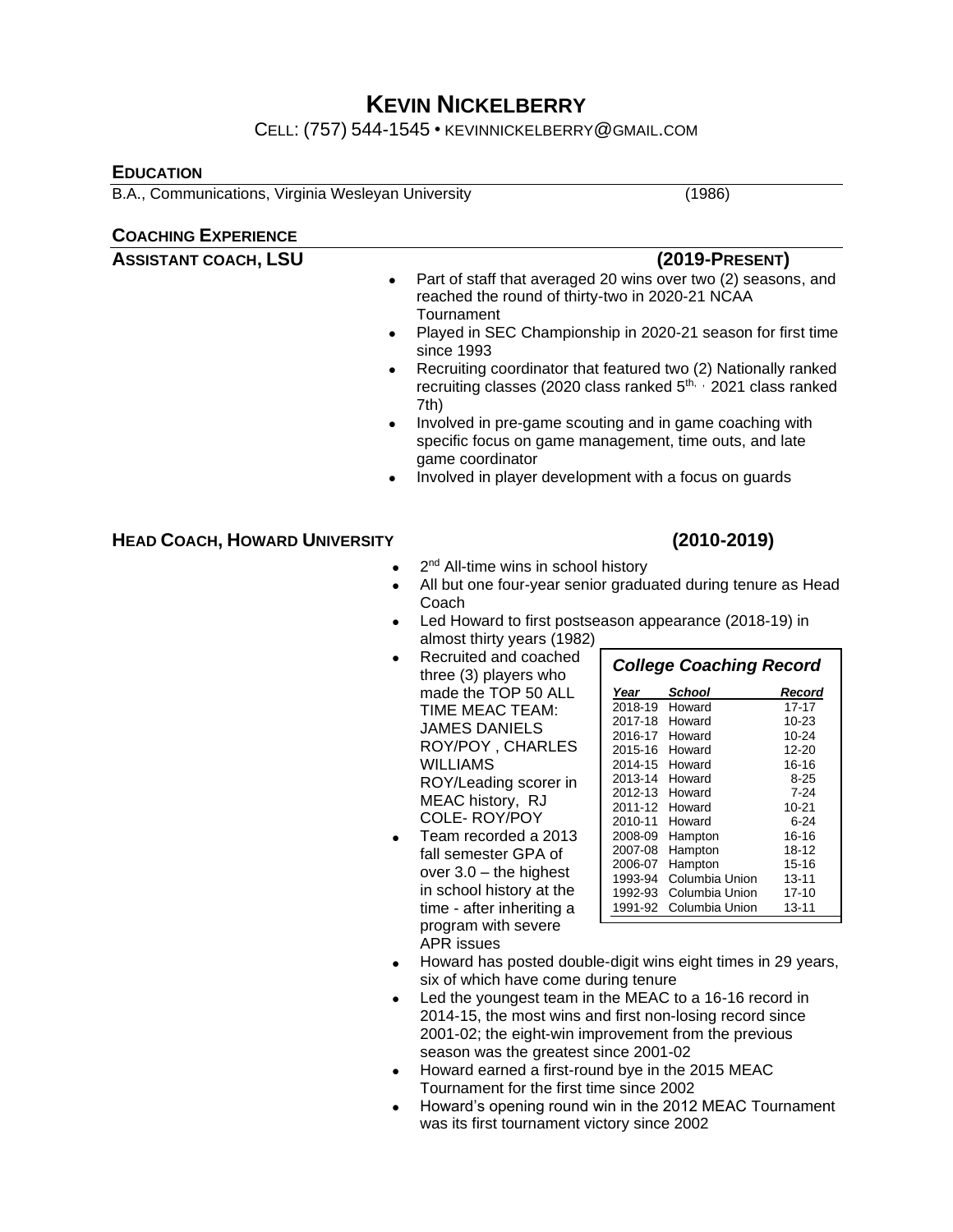# KEVIN NICKELBERRY

CELL: (757) 544-1545 • KEVINNICKELBERRY@GMAIL.COM

## EDUCATION

B.A., Communications, Virginia Wesleyan University (1986)

## COACHING EXPERIENCE

### ASSISTANT COACH, LSU (2019-PRESENT)

- Part of staff that averaged 20 wins over two (2) seasons, and reached the round of thirty-two in 2020-21 NCAA Tournament
- Played in SEC Championship in 2020-21 season for first time since 1993
- Recruiting coordinator that featured two (2) Nationally ranked recruiting classes (2020 class ranked 5th, , 2021 class ranked 7th)
- Involved in pre-game scouting and in game coaching with specific focus on game management, time outs, and late game coordinator
- Involved in player development with a focus on guards

### HEAD COACH, HOWARD UNIVERSITY (2010-2019)

- 2nd All-time wins in school history
- All but one four-year senior graduated during tenure as Head Coach
- Led Howard to first postseason appearance (2018-19) in almost thirty years (1982)
- Recruited and coached three (3) players who made the TOP 50 ALL TIME MEAC TEAM: JAMES DANIELS ROY/POY , CHARLES WILLIAMS ROY/Leading scorer in MEAC history, RJ COLE- ROY/POY
- Team recorded a 2013 fall semester GPA of over 3.0 – the highest in school history at the time - after inheriting a program with severe APR issues
- Howard has posted double-digit wins eight times in 29 years, six of which have come during tenure
- Led the youngest team in the MEAC to a 16-16 record in 2014-15, the most wins and first non-losing record since 2001-02; the eight-win improvement from the previous season was the greatest since 2001-02
- Howard earned a first-round bye in the 2015 MEAC Tournament for the first time since 2002
- Howard's opening round win in the 2012 MEAC Tournament was its first tournament victory since 2002

***College Coaching Record***

| *Year* | *School* | *Record* |
|---|---|---|
| 2018-19 | Howard | 17-17 |
| 2017-18 | Howard | 10-23 |
| 2016-17 | Howard | 10-24 |
| 2015-16 | Howard | 12-20 |
| 2014-15 | Howard | 16-16 |
| 2013-14 | Howard | 8-25 |
| 2012-13 | Howard | 7-24 |
| 2011-12 | Howard | 10-21 |
| 2010-11 | Howard | 6-24 |
| 2008-09 | Hampton | 16-16 |
| 2007-08 | Hampton | 18-12 |
| 2006-07 | Hampton | 15-16 |
| 1993-94 | Columbia Union | 13-11 |
| 1992-93 | Columbia Union | 17-10 |
| 1991-92 | Columbia Union | 13-11 |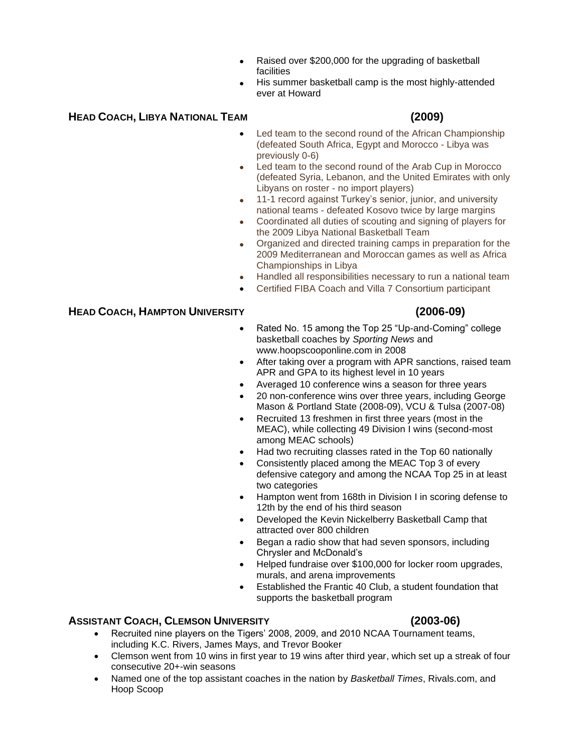- Raised over $200,000 for the upgrading of basketball facilities
- His summer basketball camp is the most highly-attended ever at Howard

### **HEAD COACH, LIBYA NATIONAL TEAM (2009)**

- Led team to the second round of the African Championship (defeated South Africa, Egypt and Morocco - Libya was previously 0-6)
- Led team to the second round of the Arab Cup in Morocco (defeated Syria, Lebanon, and the United Emirates with only Libyans on roster - no import players)
- 11-1 record against Turkey's senior, junior, and university national teams - defeated Kosovo twice by large margins
- Coordinated all duties of scouting and signing of players for the 2009 Libya National Basketball Team
- Organized and directed training camps in preparation for the 2009 Mediterranean and Moroccan games as well as Africa Championships in Libya
- Handled all responsibilities necessary to run a national team
- Certified FIBA Coach and Villa 7 Consortium participant

### **HEAD COACH, HAMPTON UNIVERSITY (2006-09)**

- Rated No. 15 among the Top 25 "Up-and-Coming" college basketball coaches by *Sporting News* and www.hoopscooponline.com in 2008
- After taking over a program with APR sanctions, raised team APR and GPA to its highest level in 10 years
- Averaged 10 conference wins a season for three years
- 20 non-conference wins over three years, including George Mason & Portland State (2008-09), VCU & Tulsa (2007-08)
- Recruited 13 freshmen in first three years (most in the MEAC), while collecting 49 Division I wins (second-most among MEAC schools)
- Had two recruiting classes rated in the Top 60 nationally
- Consistently placed among the MEAC Top 3 of every defensive category and among the NCAA Top 25 in at least two categories
- Hampton went from 168th in Division I in scoring defense to 12th by the end of his third season
- Developed the Kevin Nickelberry Basketball Camp that attracted over 800 children
- Began a radio show that had seven sponsors, including Chrysler and McDonald's
- Helped fundraise over $100,000 for locker room upgrades, murals, and arena improvements
- Established the Frantic 40 Club, a student foundation that supports the basketball program

### **ASSISTANT COACH, CLEMSON UNIVERSITY (2003-06)**

- Recruited nine players on the Tigers' 2008, 2009, and 2010 NCAA Tournament teams, including K.C. Rivers, James Mays, and Trevor Booker
- Clemson went from 10 wins in first year to 19 wins after third year, which set up a streak of four consecutive 20+-win seasons
- Named one of the top assistant coaches in the nation by *Basketball Times*, Rivals.com, and Hoop Scoop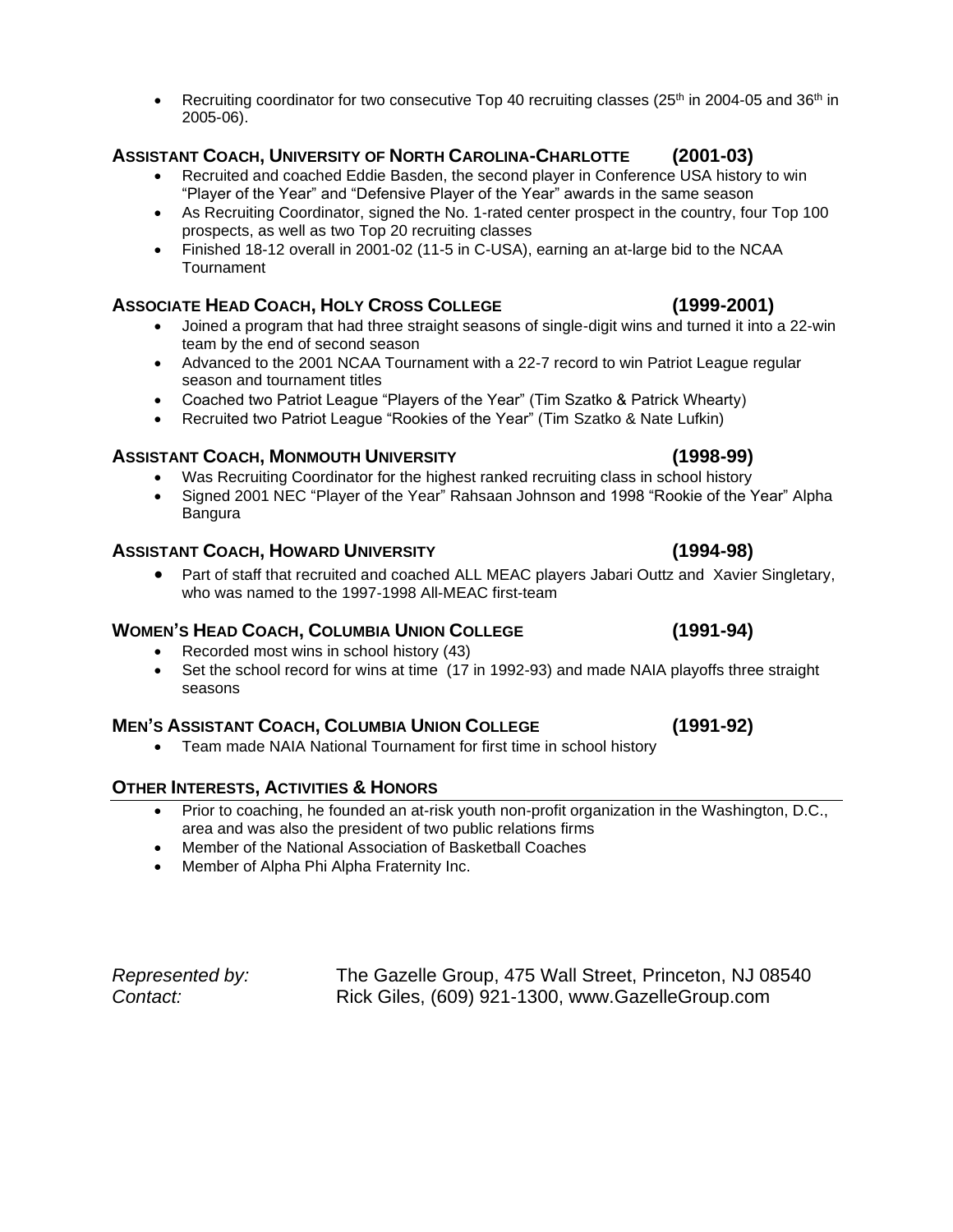- Recruiting coordinator for two consecutive Top 40 recruiting classes (25th in 2004-05 and 36th in 2005-06).

### ASSISTANT COACH, UNIVERSITY OF NORTH CAROLINA-CHARLOTTE (2001-03)

- Recruited and coached Eddie Basden, the second player in Conference USA history to win "Player of the Year" and "Defensive Player of the Year" awards in the same season
- As Recruiting Coordinator, signed the No. 1-rated center prospect in the country, four Top 100 prospects, as well as two Top 20 recruiting classes
- Finished 18-12 overall in 2001-02 (11-5 in C-USA), earning an at-large bid to the NCAA Tournament

### ASSOCIATE HEAD COACH, HOLY CROSS COLLEGE (1999-2001)

- Joined a program that had three straight seasons of single-digit wins and turned it into a 22-win team by the end of second season
- Advanced to the 2001 NCAA Tournament with a 22-7 record to win Patriot League regular season and tournament titles
- Coached two Patriot League "Players of the Year" (Tim Szatko & Patrick Whearty)
- Recruited two Patriot League "Rookies of the Year" (Tim Szatko & Nate Lufkin)

### ASSISTANT COACH, MONMOUTH UNIVERSITY (1998-99)

- Was Recruiting Coordinator for the highest ranked recruiting class in school history
- Signed 2001 NEC "Player of the Year" Rahsaan Johnson and 1998 "Rookie of the Year" Alpha Bangura

### ASSISTANT COACH, HOWARD UNIVERSITY (1994-98)

- Part of staff that recruited and coached ALL MEAC players Jabari Outtz and Xavier Singletary, who was named to the 1997-1998 All-MEAC first-team

### WOMEN'S HEAD COACH, COLUMBIA UNION COLLEGE (1991-94)

- Recorded most wins in school history (43)
- Set the school record for wins at time (17 in 1992-93) and made NAIA playoffs three straight seasons

### MEN'S ASSISTANT COACH, COLUMBIA UNION COLLEGE (1991-92)

- Team made NAIA National Tournament for first time in school history

### OTHER INTERESTS, ACTIVITIES & HONORS

- Prior to coaching, he founded an at-risk youth non-profit organization in the Washington, D.C., area and was also the president of two public relations firms
- Member of the National Association of Basketball Coaches
- Member of Alpha Phi Alpha Fraternity Inc.

*Represented by:* The Gazelle Group, 475 Wall Street, Princeton, NJ 08540
*Contact:* Rick Giles, (609) 921-1300, www.GazelleGroup.com